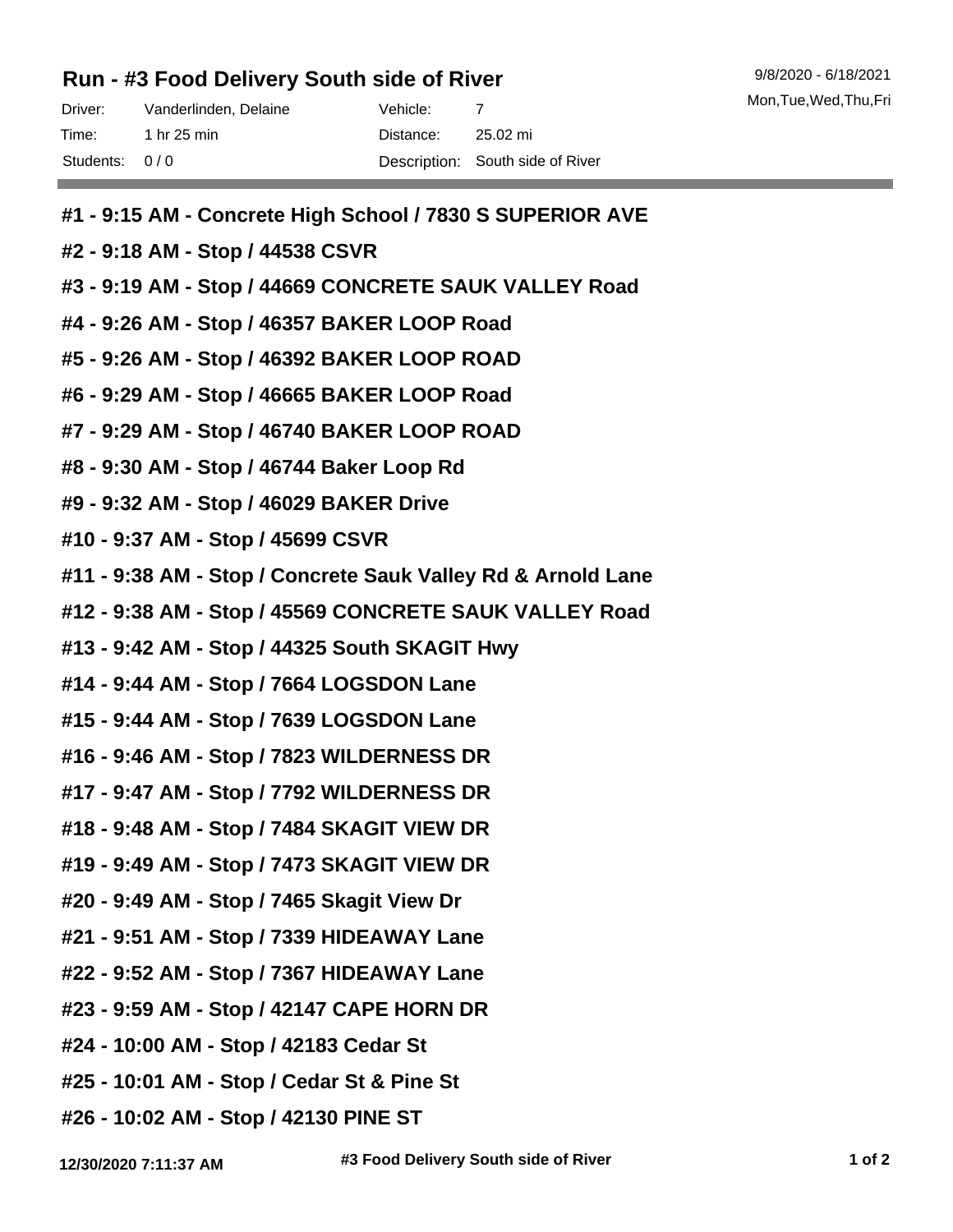## Run - #3 Food Delivery South side of River

9/8/2020 - 6/18/2021
Mon,Tue,Wed,Thu,Fri

| | | | |
|---|---|---|---|
| Driver: | Vanderlinden, Delaine | Vehicle: | 7 |
| Time: | 1 hr 25 min | Distance: | 25.02 mi |
| Students: | 0 / 0 | Description: | South side of River |

---

**#1 - 9:15 AM - Concrete High School / 7830 S SUPERIOR AVE**

**#2 - 9:18 AM - Stop / 44538 CSVR**

**#3 - 9:19 AM - Stop / 44669 CONCRETE SAUK VALLEY Road**

**#4 - 9:26 AM - Stop / 46357 BAKER LOOP Road**

**#5 - 9:26 AM - Stop / 46392 BAKER LOOP ROAD**

**#6 - 9:29 AM - Stop / 46665 BAKER LOOP Road**

**#7 - 9:29 AM - Stop / 46740 BAKER LOOP ROAD**

**#8 - 9:30 AM - Stop / 46744 Baker Loop Rd**

**#9 - 9:32 AM - Stop / 46029 BAKER Drive**

**#10 - 9:37 AM - Stop / 45699 CSVR**

**#11 - 9:38 AM - Stop / Concrete Sauk Valley Rd & Arnold Lane**

**#12 - 9:38 AM - Stop / 45569 CONCRETE SAUK VALLEY Road**

**#13 - 9:42 AM - Stop / 44325 South SKAGIT Hwy**

**#14 - 9:44 AM - Stop / 7664 LOGSDON Lane**

**#15 - 9:44 AM - Stop / 7639 LOGSDON Lane**

**#16 - 9:46 AM - Stop / 7823 WILDERNESS DR**

**#17 - 9:47 AM - Stop / 7792 WILDERNESS DR**

**#18 - 9:48 AM - Stop / 7484 SKAGIT VIEW DR**

**#19 - 9:49 AM - Stop / 7473 SKAGIT VIEW DR**

**#20 - 9:49 AM - Stop / 7465 Skagit View Dr**

**#21 - 9:51 AM - Stop / 7339 HIDEAWAY Lane**

**#22 - 9:52 AM - Stop / 7367 HIDEAWAY Lane**

**#23 - 9:59 AM - Stop / 42147 CAPE HORN DR**

**#24 - 10:00 AM - Stop / 42183 Cedar St**

**#25 - 10:01 AM - Stop / Cedar St & Pine St**

**#26 - 10:02 AM - Stop / 42130 PINE ST**

12/30/2020 7:11:37 AM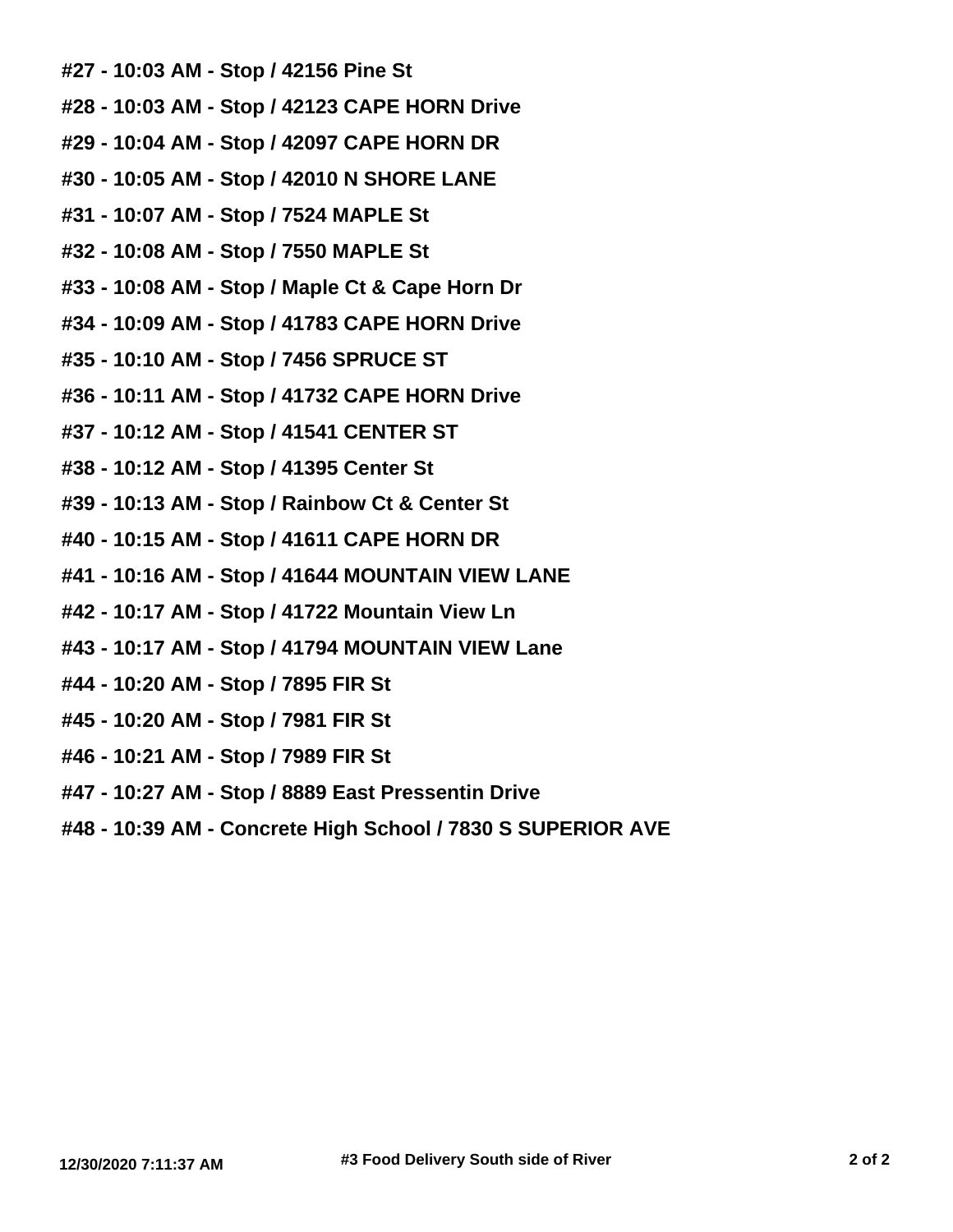**#27 - 10:03 AM - Stop / 42156 Pine St**

**#28 - 10:03 AM - Stop / 42123 CAPE HORN Drive**

**#29 - 10:04 AM - Stop / 42097 CAPE HORN DR**

**#30 - 10:05 AM - Stop / 42010 N SHORE LANE**

**#31 - 10:07 AM - Stop / 7524 MAPLE St**

**#32 - 10:08 AM - Stop / 7550 MAPLE St**

**#33 - 10:08 AM - Stop / Maple Ct & Cape Horn Dr**

**#34 - 10:09 AM - Stop / 41783 CAPE HORN Drive**

**#35 - 10:10 AM - Stop / 7456 SPRUCE ST**

**#36 - 10:11 AM - Stop / 41732 CAPE HORN Drive**

**#37 - 10:12 AM - Stop / 41541 CENTER ST**

**#38 - 10:12 AM - Stop / 41395 Center St**

**#39 - 10:13 AM - Stop / Rainbow Ct & Center St**

**#40 - 10:15 AM - Stop / 41611 CAPE HORN DR**

**#41 - 10:16 AM - Stop / 41644 MOUNTAIN VIEW LANE**

**#42 - 10:17 AM - Stop / 41722 Mountain View Ln**

**#43 - 10:17 AM - Stop / 41794 MOUNTAIN VIEW Lane**

**#44 - 10:20 AM - Stop / 7895 FIR St**

**#45 - 10:20 AM - Stop / 7981 FIR St**

**#46 - 10:21 AM - Stop / 7989 FIR St**

**#47 - 10:27 AM - Stop / 8889 East Pressentin Drive**

**#48 - 10:39 AM - Concrete High School / 7830 S SUPERIOR AVE**